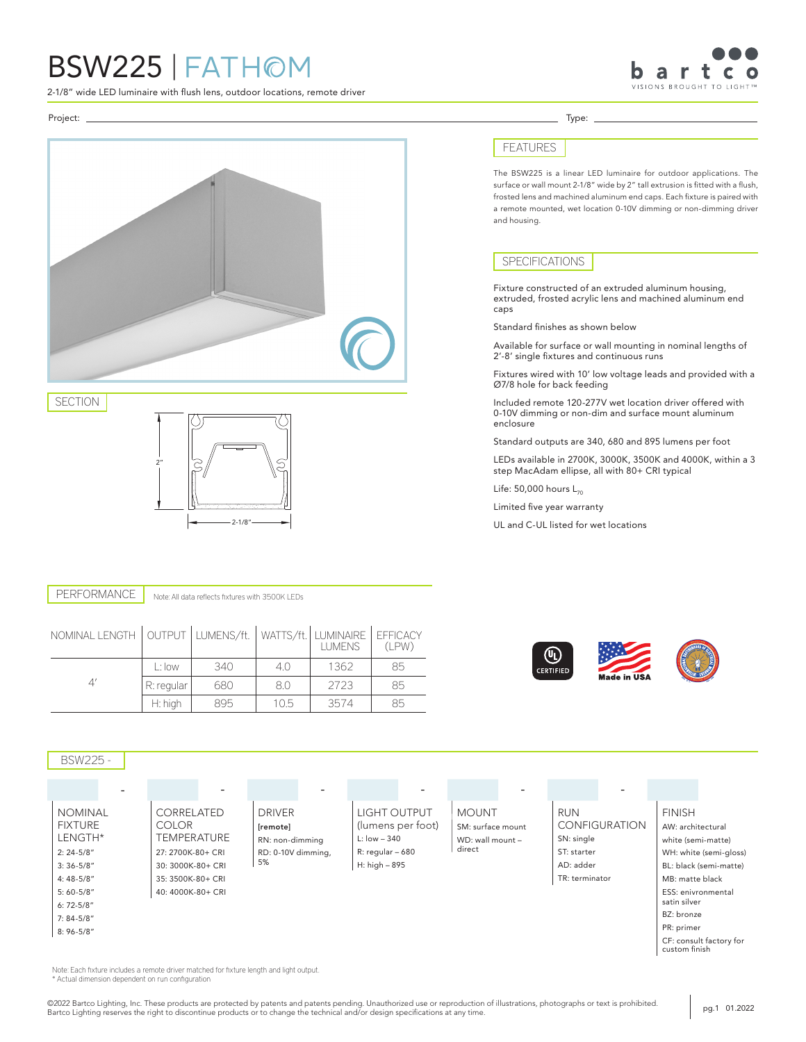# BSW225 | FATHOM

2-1/8" wide LED luminaire with flush lens, outdoor locations, remote driver

Project: ______________________ Type: ______________

## SECTION

2"

2-1/8"

## FEATURES

The BSW225 is a linear LED luminaire for outdoor applications. The surface or wall mount 2-1/8" wide by 2" tall extrusion is fitted with a flush, frosted lens and machined aluminum end caps. Each fixture is paired with a remote mounted, wet location 0-10V dimming or non-dimming driver and housing.

## SPECIFICATIONS

Fixture constructed of an extruded aluminum housing, extruded, frosted acrylic lens and machined aluminum end caps

Standard finishes as shown below

Available for surface or wall mounting in nominal lengths of 2'-8' single fixtures and continuous runs

Fixtures wired with 10' low voltage leads and provided with a Ø7/8 hole for back feeding

Included remote 120-277V wet location driver offered with 0-10V dimming or non-dim and surface mount aluminum enclosure

Standard outputs are 340, 680 and 895 lumens per foot

LEDs available in 2700K, 3000K, 3500K and 4000K, within a 3 step MacAdam ellipse, all with 80+ CRI typical

Life: 50,000 hours $L_{70}$

Limited five year warranty

UL and C-UL listed for wet locations

## PERFORMANCE

Note: All data reflects fixtures with 3500K LEDs

| NOMINAL LENGTH | OUTPUT | LUMENS/ft. | WATTS/ft. | LUMINAIRE LUMENS | EFFICACY (LPW) |
|---|---|---|---|---|---|
| 4' | L: low | 340 | 4.0 | 1362 | 85 |
| | R: regular | 680 | 8.0 | 2723 | 85 |
| | H: high | 895 | 10.5 | 3574 | 85 |

CERTIFIED UL · Made in USA

## BSW225 -

| NOMINAL FIXTURE LENGTH* | CORRELATED COLOR TEMPERATURE | DRIVER | LIGHT OUTPUT (lumens per foot) | MOUNT | RUN CONFIGURATION | FINISH |
|---|---|---|---|---|---|---|
| 2: 24-5/8" | 27: 2700K-80+ CRI | [remote] | L: low – 340 | SM: surface mount | SN: single | AW: architectural white (semi-matte) |
| 3: 36-5/8" | 30: 3000K-80+ CRI | RN: non-dimming | R: regular – 680 | WD: wall mount – direct | ST: starter | WH: white (semi-gloss) |
| 4: 48-5/8" | 35: 3500K-80+ CRI | RD: 0-10V dimming, 5% | H: high – 895 | | AD: adder | BL: black (semi-matte) |
| 5: 60-5/8" | 40: 4000K-80+ CRI | | | | TR: terminator | MB: matte black |
| 6: 72-5/8" | | | | | | ESS: enivronmental satin silver |
| 7: 84-5/8" | | | | | | BZ: bronze |
| 8: 96-5/8" | | | | | | PR: primer |
| | | | | | | CF: consult factory for custom finish |

Note: Each fixture includes a remote driver matched for fixture length and light output.
* Actual dimension dependent on run configuration

©2022 Bartco Lighting, Inc. These products are protected by patents and patents pending. Unauthorized use or reproduction of illustrations, photographs or text is prohibited. Bartco Lighting reserves the right to discontinue products or to change the technical and/or design specifications at any time.

pg.1 01.2022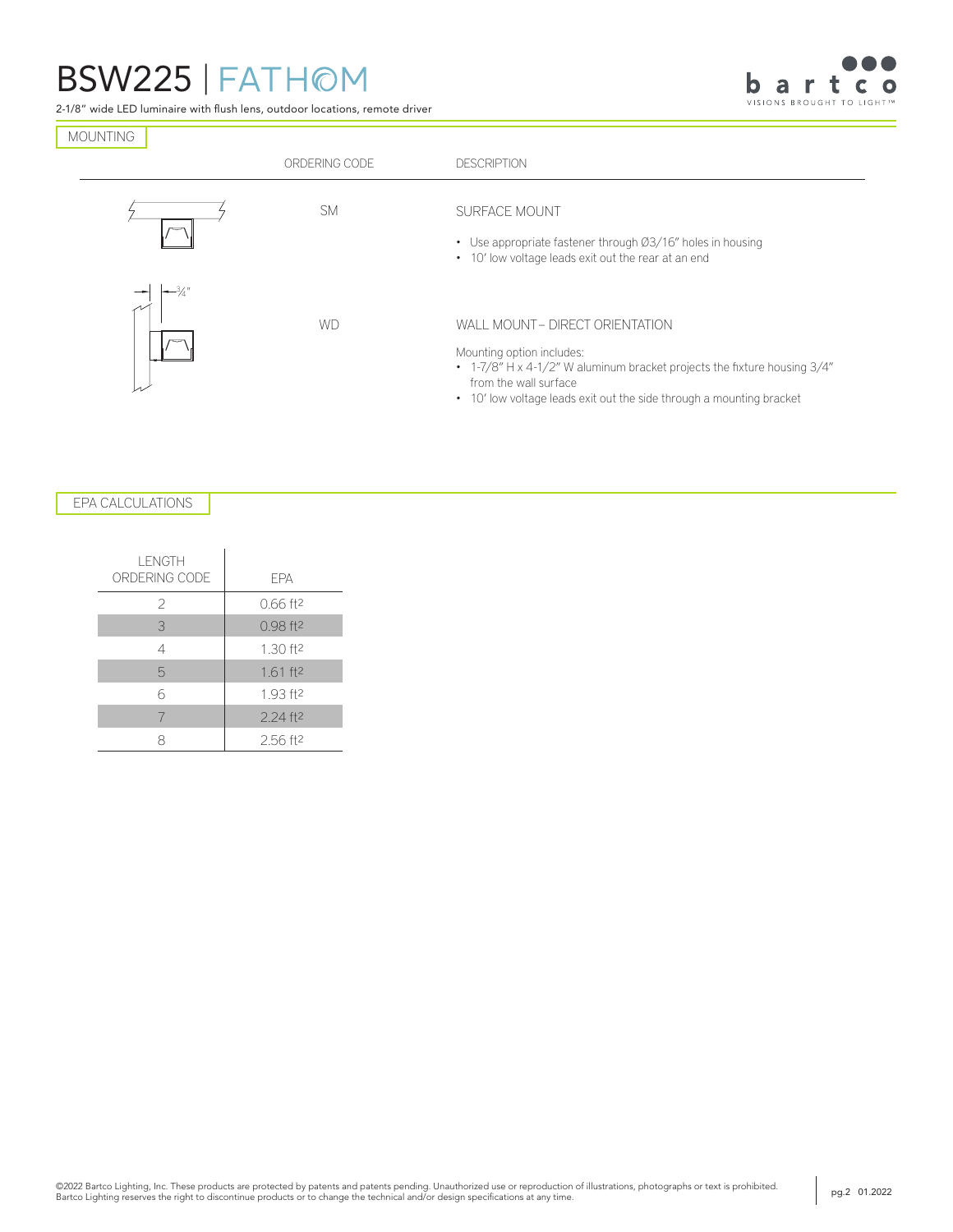# BSW225 | FATHOM

2-1/8" wide LED luminaire with flush lens, outdoor locations, remote driver

## MOUNTING

| | ORDERING CODE | DESCRIPTION |
|---|---|---|
| | SM | SURFACE MOUNT<br>• Use appropriate fastener through Ø3/16" holes in housing<br>• 10' low voltage leads exit out the rear at an end |
| ¾" | WD | WALL MOUNT – DIRECT ORIENTATION<br>Mounting option includes:<br>• 1-7/8" H x 4-1/2" W aluminum bracket projects the fixture housing 3/4" from the wall surface<br>• 10' low voltage leads exit out the side through a mounting bracket |

## EPA CALCULATIONS

| LENGTH ORDERING CODE | EPA |
|---|---|
| 2 | 0.66 $ft^2$ |
| 3 | 0.98 $ft^2$ |
| 4 | 1.30 $ft^2$ |
| 5 | 1.61 $ft^2$ |
| 6 | 1.93 $ft^2$ |
| 7 | 2.24 $ft^2$ |
| 8 | 2.56 $ft^2$ |

©2022 Bartco Lighting, Inc. These products are protected by patents and patents pending. Unauthorized use or reproduction of illustrations, photographs or text is prohibited. Bartco Lighting reserves the right to discontinue products or to change the technical and/or design specifications at any time.